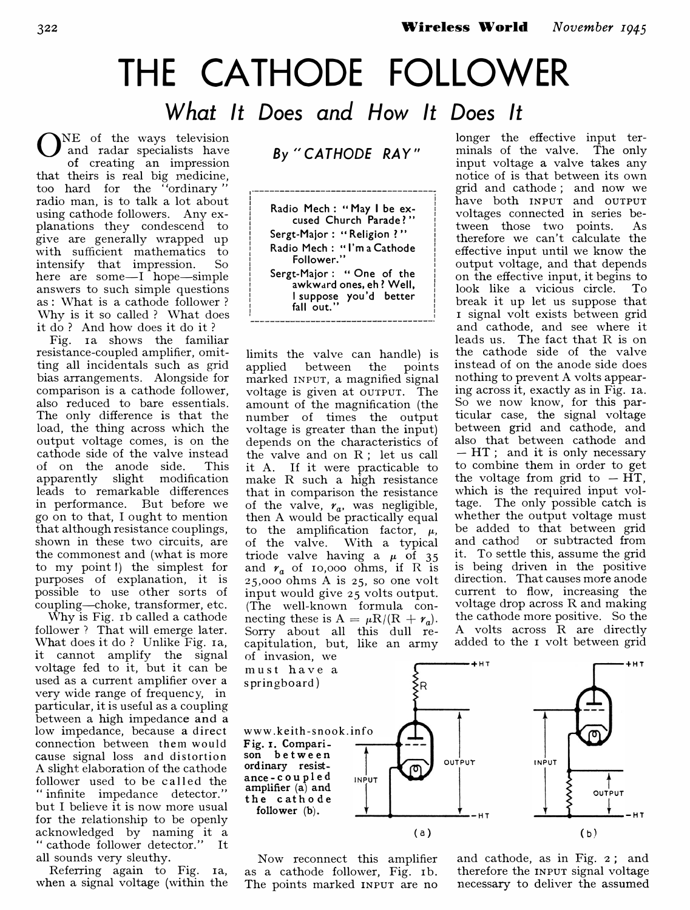# THE CATHODE FOLLOWER

## *What It Does and How It Does It*

By "CATHODE RAY"

> Radio Mech: "May I be excused Church Parade?"
> Sergt-Major: "Religion?"
> Radio Mech: "I'm a Cathode Follower."
> Sergt-Major: "One of the awkward ones, eh? Well, I suppose you'd better fall out."

ONE of the ways television and radar specialists have of creating an impression that theirs is real big medicine, too hard for the "ordinary" radio man, is to talk a lot about using cathode followers. Any explanations they condescend to give are generally wrapped up with sufficient mathematics to intensify that impression. So here are some—I hope—simple answers to such simple questions as: What is a cathode follower? Why is it so called? What does it do? And how does it do it?

Fig. 1a shows the familiar resistance-coupled amplifier, omitting all incidentals such as grid bias arrangements. Alongside for comparison is a cathode follower, also reduced to bare essentials. The only difference is that the load, the thing across which the output voltage comes, is on the cathode side of the valve instead of on the anode side. This apparently slight modification leads to remarkable differences in performance. But before we go on to that, I ought to mention that although resistance couplings, shown in these two circuits, are the commonest and (what is more to my point!) the simplest for purposes of explanation, it is possible to use other sorts of coupling—choke, transformer, etc.

Why is Fig. 1b called a cathode follower? That will emerge later. What does it do? Unlike Fig. 1a, it cannot amplify the signal voltage fed to it, but it can be used as a current amplifier over a very wide range of frequency, in particular, it is useful as a coupling between a high impedance and a low impedance, because a direct connection between them would cause signal loss and distortion A slight elaboration of the cathode follower used to be called the "infinite impedance detector." but I believe it is now more usual for the relationship to be openly acknowledged by naming it a "cathode follower detector." It all sounds very sleuthy.

Referring again to Fig. 1a, when a signal voltage (within the limits the valve can handle) is applied between the points marked INPUT, a magnified signal voltage is given at OUTPUT. The amount of the magnification (the number of times the output voltage is greater than the input) depends on the characteristics of the valve and on R; let us call it A. If it were practicable to make R such a high resistance that in comparison the resistance of the valve, $r_a$, was negligible, then A would be practically equal to the amplification factor, $\mu$, of the valve. With a typical triode valve having a $\mu$ of 35 and $r_a$ of 10,000 ohms, if R is 25,000 ohms A is 25, so one volt input would give 25 volts output. (The well-known formula connecting these is $A = \mu R/(R + r_a)$. Sorry about all this dull recapitulation, but, like an army of invasion, we must have a springboard)

Fig. 1. Comparison between ordinary resistance-coupled amplifier (a) and the cathode follower (b).

Now reconnect this amplifier as a cathode follower, Fig. 1b. The points marked INPUT are no longer the effective input terminals of the valve. The only input voltage a valve takes any notice of is that between its own grid and cathode; and now we have both INPUT and OUTPUT voltages connected in series between those two points. As therefore we can't calculate the effective input until we know the output voltage, and that depends on the effective input, it begins to look like a vicious circle. To break it up let us suppose that 1 signal volt exists between grid and cathode, and see where it leads us. The fact that R is on the cathode side of the valve instead of on the anode side does nothing to prevent A volts appearing across it, exactly as in Fig. 1a. So we now know, for this particular case, the signal voltage between grid and cathode, and also that between cathode and $-$ HT; and it is only necessary to combine them in order to get the voltage from grid to $-$ HT, which is the required input voltage. The only possible catch is whether the output voltage must be added to that between grid and cathod or subtracted from it. To settle this, assume the grid is being driven in the positive direction. That causes more anode current to flow, increasing the voltage drop across R and making the cathode more positive. So the A volts across R are directly added to the 1 volt between grid and cathode, as in Fig. 2; and therefore the INPUT signal voltage necessary to deliver the assumed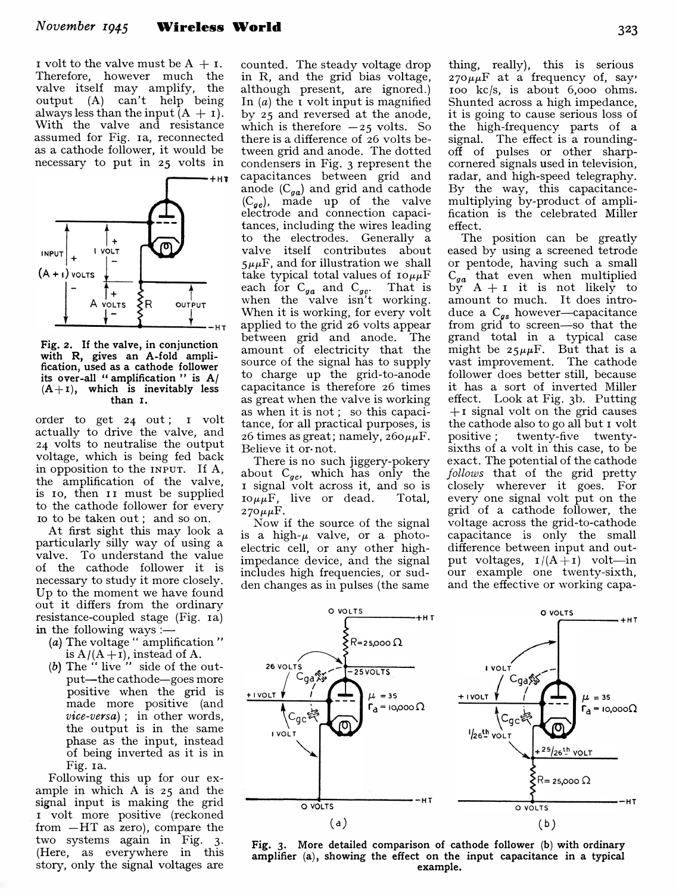1 volt to the valve must be A + 1. Therefore, however much the valve itself may amplify, the output (A) can't help being always less than the input (A + 1). With the valve and resistance assumed for Fig. 1a, reconnected as a cathode follower, it would be necessary to put in 25 volts in order to get 24 out; 1 volt actually to drive the valve, and 24 volts to neutralise the output voltage, which is being fed back in opposition to the INPUT. If A, the amplification of the valve, is 10, then 11 must be supplied to the cathode follower for every 10 to be taken out; and so on.

**Fig. 2.** If the valve, in conjunction with R, gives an A-fold amplification, used as a cathode follower its over-all "amplification" is A/(A+1), which is inevitably less than 1.

At first sight this may look a particularly silly way of using a valve. To understand the value of the cathode follower it is necessary to study it more closely. Up to the moment we have found out it differs from the ordinary resistance-coupled stage (Fig. 1a) in the following ways:—

(*a*) The voltage "amplification" is A/(A+1), instead of A.

(*b*) The "live" side of the output—the cathode—goes more positive when the grid is made more positive (and *vice-versa*); in other words, the output is in the same phase as the input, instead of being inverted as it is in Fig. 1a.

Following this up for our example in which A is 25 and the signal input is making the grid 1 volt more positive (reckoned from −HT as zero), compare the two systems again in Fig. 3. (Here, as everywhere in this story, only the signal voltages are counted. The steady voltage drop in R, and the grid bias voltage, although present, are ignored.) In (*a*) the 1 volt input is magnified by 25 and reversed at the anode, which is therefore −25 volts. So there is a difference of 26 volts between grid and anode. The dotted condensers in Fig. 3 represent the capacitances between grid and anode ($C_{ga}$) and grid and cathode ($C_{gc}$), made up of the valve electrode and connection capacitances, including the wires leading to the electrodes. Generally a valve itself contributes about 5$\mu\mu$F, and for illustration we shall take typical total values of 10$\mu\mu$F each for $C_{ga}$ and $C_{gc}$. That is when the valve isn't working. When it is working, for every volt applied to the grid 26 volts appear between grid and anode. The amount of electricity that the source of the signal has to supply to charge up the grid-to-anode capacitance is therefore 26 times as great when the valve is working as when it is not; so this capacitance, for all practical purposes, is 26 times as great; namely, 260$\mu\mu$F. Believe it or not.

There is no such jiggery-pokery about $C_{gc}$, which has only the 1 signal volt across it, and so is 10$\mu\mu$F, live or dead. Total, 270$\mu\mu$F.

Now if the source of the signal is a high-$\mu$ valve, or a photo-electric cell, or any other high-impedance device, and the signal includes high frequencies, or sudden changes as in pulses (the same thing, really), this is serious 270$\mu\mu$F at a frequency of, say, 100 kc/s, is about 6,000 ohms. Shunted across a high impedance, it is going to cause serious loss of the high-frequency parts of a signal. The effect is a rounding-off of pulses or other sharp-cornered signals used in television, radar, and high-speed telegraphy. By the way, this capacitance-multiplying by-product of amplification is the celebrated Miller effect.

The position can be greatly eased by using a screened tetrode or pentode, having such a small $C_{ga}$ that even when multiplied by A + 1 it is not likely to amount to much. It does introduce a $C_{gs}$ however—capacitance from grid to screen—so that the grand total in a typical case might be 25$\mu\mu$F. But that is a vast improvement. The cathode follower does better still, because it has a sort of inverted Miller effect. Look at Fig. 3b. Putting +1 signal volt on the grid causes the cathode also to go all but 1 volt positive; twenty-five twenty-sixths of a volt in this case, to be exact. The potential of the cathode *follows* that of the grid pretty closely wherever it goes. For every one signal volt put on the grid of a cathode follower, the voltage across the grid-to-cathode capacitance is only the small difference between input and output voltages, 1/(A+1) volt—in our example one twenty-sixth, and the effective or working capa-

**Fig. 3.** More detailed comparison of cathode follower (b) with ordinary amplifier (a), showing the effect on the input capacitance in a typical example.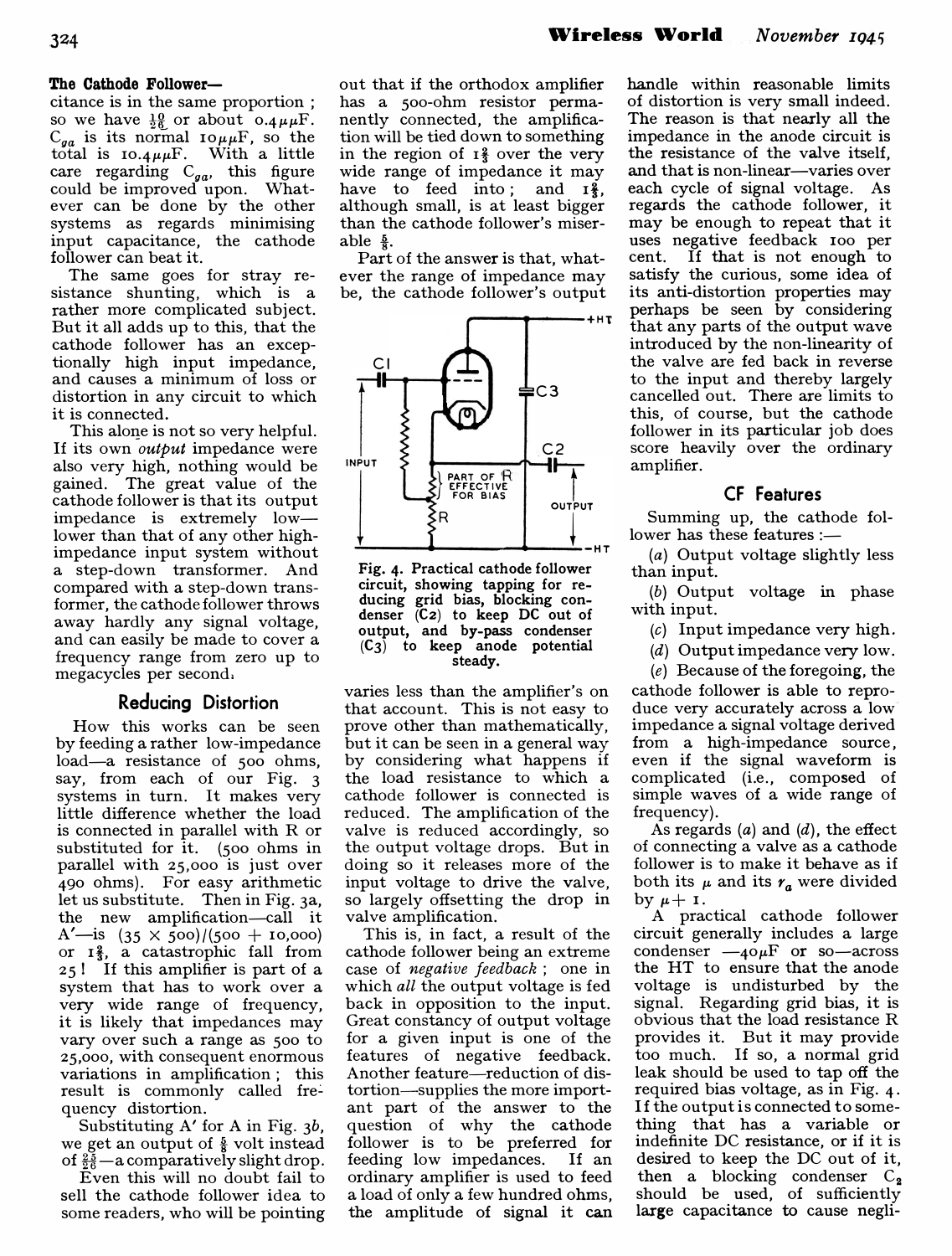**The Cathode Follower—**

citance is in the same proportion; so we have $\frac{10}{26}$ or about $0.4\mu\mu$F. $C_{ga}$ is its normal $10\mu\mu$F, so the total is $10.4\mu\mu$F. With a little care regarding $C_{ga}$, this figure could be improved upon. Whatever can be done by the other systems as regards minimising input capacitance, the cathode follower can beat it.

The same goes for stray resistance shunting, which is a rather more complicated subject. But it all adds up to this, that the cathode follower has an exceptionally high input impedance, and causes a minimum of loss or distortion in any circuit to which it is connected.

This alone is not so very helpful. If its own *output* impedance were also very high, nothing would be gained. The great value of the cathode follower is that its output impedance is extremely low—lower than that of any other high-impedance input system without a step-down transformer. And compared with a step-down transformer, the cathode follower throws away hardly any signal voltage, and can easily be made to cover a frequency range from zero up to megacycles per second.

## Reducing Distortion

How this works can be seen by feeding a rather low-impedance load—a resistance of 500 ohms, say, from each of our Fig. 3 systems in turn. It makes very little difference whether the load is connected in parallel with R or substituted for it. (500 ohms in parallel with 25,000 is just over 490 ohms). For easy arithmetic let us substitute. Then in Fig. 3a, the new amplification—call it A′—is $(35 \times 500)/(500 + 10,000)$ or $1\frac{2}{3}$, a catastrophic fall from 25! If this amplifier is part of a system that has to work over a very wide range of frequency, it is likely that impedances may vary over such a range as 500 to 25,000, with consequent enormous variations in amplification; this result is commonly called frequency distortion.

Substituting A′ for A in Fig. 3*b*, we get an output of $\frac{5}{8}$ volt instead of $\frac{25}{26}$—a comparatively slight drop.

Even this will no doubt fail to sell the cathode follower idea to some readers, who will be pointing out that if the orthodox amplifier has a 500-ohm resistor permanently connected, the amplification will be tied down to something in the region of $1\frac{2}{3}$ over the very wide range of impedance it may have to feed into; and $1\frac{2}{3}$, although small, is at least bigger than the cathode follower's miserable $\frac{5}{8}$.

Part of the answer is that, whatever the range of impedance may be, the cathode follower's output varies less than the amplifier's on that account. This is not easy to prove other than mathematically, but it can be seen in a general way by considering what happens if the load resistance to which a cathode follower is connected is reduced. The amplification of the valve is reduced accordingly, so the output voltage drops. But in doing so it releases more of the input voltage to drive the valve, so largely offsetting the drop in valve amplification.

Fig. 4. Practical cathode follower circuit, showing tapping for reducing grid bias, blocking condenser (C2) to keep DC out of output, and by-pass condenser (C3) to keep anode potential steady.

This is, in fact, a result of the cathode follower being an extreme case of *negative feedback*; one in which *all* the output voltage is fed back in opposition to the input. Great constancy of output voltage for a given input is one of the features of negative feedback. Another feature—reduction of distortion—supplies the more important part of the answer to the question of why the cathode follower is to be preferred for feeding low impedances. If an ordinary amplifier is used to feed a load of only a few hundred ohms, the amplitude of signal it can handle within reasonable limits of distortion is very small indeed. The reason is that nearly all the impedance in the anode circuit is the resistance of the valve itself, and that is non-linear—varies over each cycle of signal voltage. As regards the cathode follower, it may be enough to repeat that it uses negative feedback 100 per cent. If that is not enough to satisfy the curious, some idea of its anti-distortion properties may perhaps be seen by considering that any parts of the output wave introduced by the non-linearity of the valve are fed back in reverse to the input and thereby largely cancelled out. There are limits to this, of course, but the cathode follower in its particular job does score heavily over the ordinary amplifier.

## CF Features

Summing up, the cathode follower has these features:—

(*a*) Output voltage slightly less than input.

(*b*) Output voltage in phase with input.

(*c*) Input impedance very high.

(*d*) Output impedance very low.

(*e*) Because of the foregoing, the cathode follower is able to reproduce very accurately across a low impedance a signal voltage derived from a high-impedance source, even if the signal waveform is complicated (i.e., composed of simple waves of a wide range of frequency).

As regards (*a*) and (*d*), the effect of connecting a valve as a cathode follower is to make it behave as if both its $\mu$ and its $r_a$ were divided by $\mu + 1$.

A practical cathode follower circuit generally includes a large condenser —$40\mu$F or so—across the HT to ensure that the anode voltage is undisturbed by the signal. Regarding grid bias, it is obvious that the load resistance R provides it. But it may provide too much. If so, a normal grid leak should be used to tap off the required bias voltage, as in Fig. 4. If the output is connected to something that has a variable or indefinite DC resistance, or if it is desired to keep the DC out of it, then a blocking condenser $C_2$ should be used, of sufficiently large capacitance to cause negli-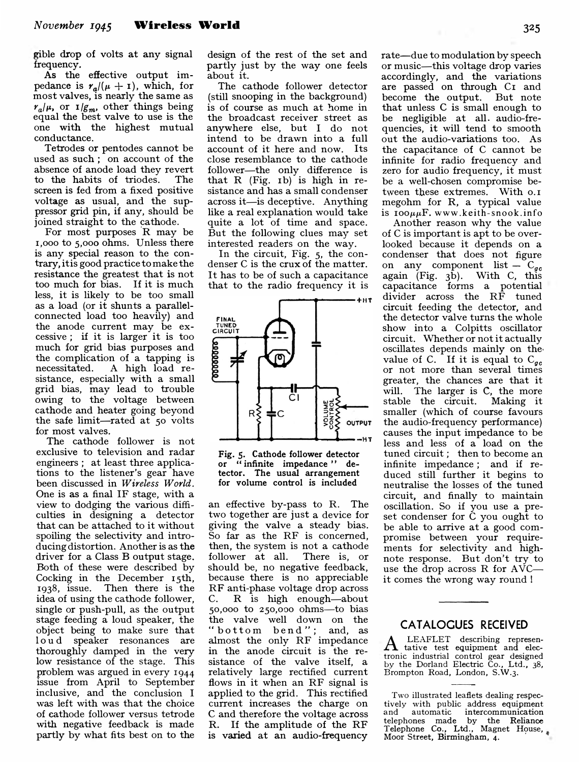gible drop of volts at any signal frequency.

As the effective output impedance is $r_a/(\mu + 1)$, which, for most valves, is nearly the same as $r_a/\mu$, or $1/g_m$, other things being equal the best valve to use is the one with the highest mutual conductance.

Tetrodes or pentodes cannot be used as such; on account of the absence of anode load they revert to the habits of triodes. The screen is fed from a fixed positive voltage as usual, and the suppressor grid pin, if any, should be joined straight to the cathode.

For most purposes R may be 1,000 to 5,000 ohms. Unless there is any special reason to the contrary, it is good practice to make the resistance the greatest that is not too much for bias. If it is much less, it is likely to be too small as a load (or it shunts a parallel-connected load too heavily) and the anode current may be excessive; if it is larger it is too much for grid bias purposes and the complication of a tapping is necessitated. A high load resistance, especially with a small grid bias, may lead to trouble owing to the voltage between cathode and heater going beyond the safe limit—rated at 50 volts for most valves.

The cathode follower is not exclusive to television and radar engineers; at least three applications to the listener's gear have been discussed in *Wireless World*. One is as a final IF stage, with a view to dodging the various difficulties in designing a detector that can be attached to it without spoiling the selectivity and introducing distortion. Another is as the driver for a Class B output stage. Both of these were described by Cocking in the December 15th, 1938, issue. Then there is the idea of using the cathode follower, single or push-pull, as the output stage feeding a loud speaker, the object being to make sure that loud speaker resonances are thoroughly damped in the very low resistance of the stage. This problem was argued in every 1944 issue from April to September inclusive, and the conclusion I was left with was that the choice of cathode follower versus tetrode with negative feedback is made partly by what fits best on to the design of the rest of the set and partly just by the way one feels about it.

The cathode follower detector (still snooping in the background) is of course as much at home in the broadcast receiver street as anywhere else, but I do not intend to be drawn into a full account of it here and now. Its close resemblance to the cathode follower—the only difference is that R (Fig. 1b) is high in resistance and has a small condenser across it—is deceptive. Anything like a real explanation would take quite a lot of time and space. But the following clues may set interested readers on the way.

In the circuit, Fig. 5, the condenser C is the crux of the matter. It has to be of such a capacitance that to the radio frequency it is an effective by-pass to R. The two together are just a device for giving the valve a steady bias. So far as the RF is concerned, then, the system is not a cathode follower at all. There is, or should be, no negative feedback, because there is no appreciable RF anti-phase voltage drop across C. R is high enough—about 50,000 to 250,000 ohms—to bias the valve well down on the "bottom bend"; and, as almost the only RF impedance in the anode circuit is the resistance of the valve itself, a relatively large rectified current flows in it when an RF signal is applied to the grid. This rectified current increases the charge on C and therefore the voltage across R. If the amplitude of the RF is varied at an audio-frequency rate—due to modulation by speech or music—this voltage drop varies accordingly, and the variations are passed on through C1 and become the output. But note that unless C is small enough to be negligible at all audio-frequencies, it will tend to smooth out the audio-variations too. As the capacitance of C cannot be infinite for radio frequency and zero for audio frequency, it must be a well-chosen compromise between these extremes. With 0.1 megohm for R, a typical value is 100μμF. www.keith-snook.info

FINAL TUNED CIRCUIT
+HT
C1
R
C
VOLUME CONTROL
OUTPUT
−HT

Fig. 5. Cathode follower detector or "infinite impedance" detector. The usual arrangement for volume control is included

Another reason why the value of C is important is apt to be overlooked because it depends on a condenser that does not figure on any component list — $C_{gc}$ again (Fig. 3b). With C, this capacitance forms a potential divider across the RF tuned circuit feeding the detector, and the detector valve turns the whole show into a Colpitts oscillator circuit. Whether or not it actually oscillates depends mainly on the value of C. If it is equal to $C_{gc}$ or not more than several times greater, the chances are that it will. The larger is C, the more stable the circuit. Making it smaller (which of course favours the audio-frequency performance) causes the input impedance to be less and less of a load on the tuned circuit; then to become an infinite impedance; and if reduced still further it begins to neutralise the losses of the tuned circuit, and finally to maintain oscillation. So if you use a pre-set condenser for C you ought to be able to arrive at a good compromise between your requirements for selectivity and high-note response. But don't try to use the drop across R for AVC—it comes the wrong way round!

## CATALOGUES RECEIVED

A LEAFLET describing representative test equipment and electronic industrial control gear designed by the Dorland Electric Co., Ltd., 38, Brompton Road, London, S.W.3.

Two illustrated leaflets dealing respectively with public address equipment and automatic intercommunication telephones made by the Reliance Telephone Co., Ltd., Magnet House, Moor Street, Birmingham, 4.